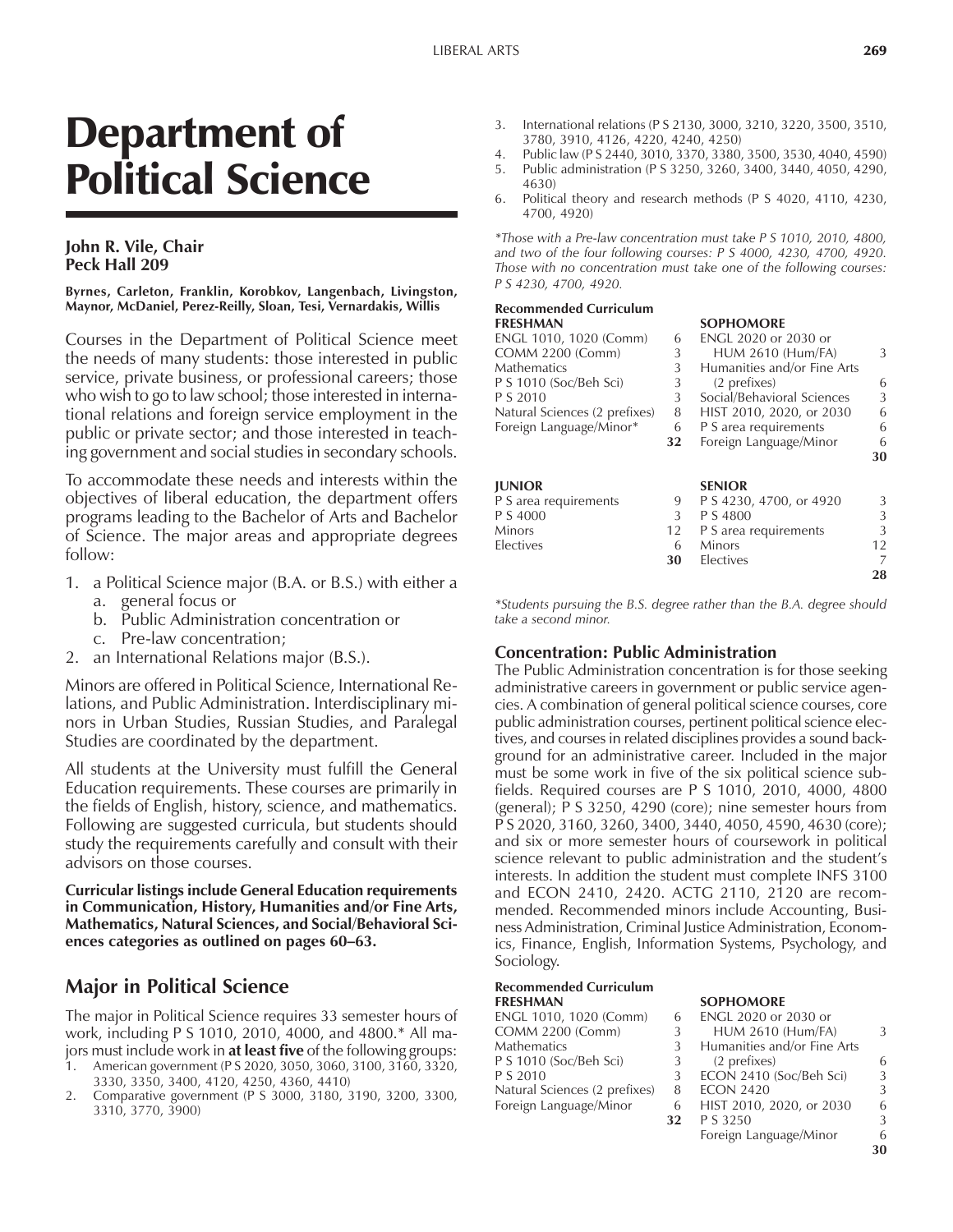# Department of Political Science

**John R. Vile, Chair**
**Peck Hall 209**

**Byrnes, Carleton, Franklin, Korobkov, Langenbach, Livingston, Maynor, McDaniel, Perez-Reilly, Sloan, Tesi, Vernardakis, Willis**

Courses in the Department of Political Science meet the needs of many students: those interested in public service, private business, or professional careers; those who wish to go to law school; those interested in international relations and foreign service employment in the public or private sector; and those interested in teaching government and social studies in secondary schools.

To accommodate these needs and interests within the objectives of liberal education, the department offers programs leading to the Bachelor of Arts and Bachelor of Science. The major areas and appropriate degrees follow:

1. a Political Science major (B.A. or B.S.) with either a
   a. general focus or
   b. Public Administration concentration or
   c. Pre-law concentration;
2. an International Relations major (B.S.).

Minors are offered in Political Science, International Relations, and Public Administration. Interdisciplinary minors in Urban Studies, Russian Studies, and Paralegal Studies are coordinated by the department.

All students at the University must fulfill the General Education requirements. These courses are primarily in the fields of English, history, science, and mathematics. Following are suggested curricula, but students should study the requirements carefully and consult with their advisors on those courses.

**Curricular listings include General Education requirements in Communication, History, Humanities and/or Fine Arts, Mathematics, Natural Sciences, and Social/Behavioral Sciences categories as outlined on pages 60–63.**

## Major in Political Science

The major in Political Science requires 33 semester hours of work, including P S 1010, 2010, 4000, and 4800.* All majors must include work in **at least five** of the following groups:

1. American government (P S 2020, 3050, 3060, 3100, 3160, 3320, 3330, 3350, 3400, 4120, 4250, 4360, 4410)
2. Comparative government (P S 3000, 3180, 3190, 3200, 3300, 3310, 3770, 3900)
3. International relations (P S 2130, 3000, 3210, 3220, 3500, 3510, 3780, 3910, 4126, 4220, 4240, 4250)
4. Public law (P S 2440, 3010, 3370, 3380, 3500, 3530, 4040, 4590)
5. Public administration (P S 3250, 3260, 3400, 3440, 4050, 4290, 4630)
6. Political theory and research methods (P S 4020, 4110, 4230, 4700, 4920)

*\*Those with a Pre-law concentration must take P S 1010, 2010, 4800, and two of the four following courses: P S 4000, 4230, 4700, 4920. Those with no concentration must take one of the following courses: P S 4230, 4700, 4920.*

**Recommended Curriculum**

| FRESHMAN | | SOPHOMORE | |
|---|---|---|---|
| ENGL 1010, 1020 (Comm) | 6 | ENGL 2020 or 2030 or HUM 2610 (Hum/FA) | 3 |
| COMM 2200 (Comm) | 3 | Humanities and/or Fine Arts (2 prefixes) | 6 |
| Mathematics | 3 | Social/Behavioral Sciences | 3 |
| P S 1010 (Soc/Beh Sci) | 3 | HIST 2010, 2020, or 2030 | 6 |
| P S 2010 | 3 | P S area requirements | 6 |
| Natural Sciences (2 prefixes) | 8 | Foreign Language/Minor | 6 |
| Foreign Language/Minor* | 6 | | **30** |
| | **32** | | |

| JUNIOR | | SENIOR | |
|---|---|---|---|
| P S area requirements | 9 | P S 4230, 4700, or 4920 | 3 |
| P S 4000 | 3 | P S 4800 | 3 |
| Minors | 12 | P S area requirements | 3 |
| Electives | 6 | Minors | 12 |
| | **30** | Electives | 7 |
| | | | **28** |

*\*Students pursuing the B.S. degree rather than the B.A. degree should take a second minor.*

### Concentration: Public Administration

The Public Administration concentration is for those seeking administrative careers in government or public service agencies. A combination of general political science courses, core public administration courses, pertinent political science electives, and courses in related disciplines provides a sound background for an administrative career. Included in the major must be some work in five of the six political science subfields. Required courses are P S 1010, 2010, 4000, 4800 (general); P S 3250, 4290 (core); nine semester hours from P S 2020, 3160, 3260, 3400, 3440, 4050, 4590, 4630 (core); and six or more semester hours of coursework in political science relevant to public administration and the student's interests. In addition the student must complete INFS 3100 and ECON 2410, 2420. ACTG 2110, 2120 are recommended. Recommended minors include Accounting, Business Administration, Criminal Justice Administration, Economics, Finance, English, Information Systems, Psychology, and Sociology.

**Recommended Curriculum**

| FRESHMAN | | SOPHOMORE | |
|---|---|---|---|
| ENGL 1010, 1020 (Comm) | 6 | ENGL 2020 or 2030 or HUM 2610 (Hum/FA) | 3 |
| COMM 2200 (Comm) | 3 | Humanities and/or Fine Arts (2 prefixes) | 6 |
| Mathematics | 3 | ECON 2410 (Soc/Beh Sci) | 3 |
| P S 1010 (Soc/Beh Sci) | 3 | ECON 2420 | 3 |
| P S 2010 | 3 | HIST 2010, 2020, or 2030 | 6 |
| Natural Sciences (2 prefixes) | 8 | P S 3250 | 3 |
| Foreign Language/Minor | 6 | Foreign Language/Minor | 6 |
| | **32** | | **30** |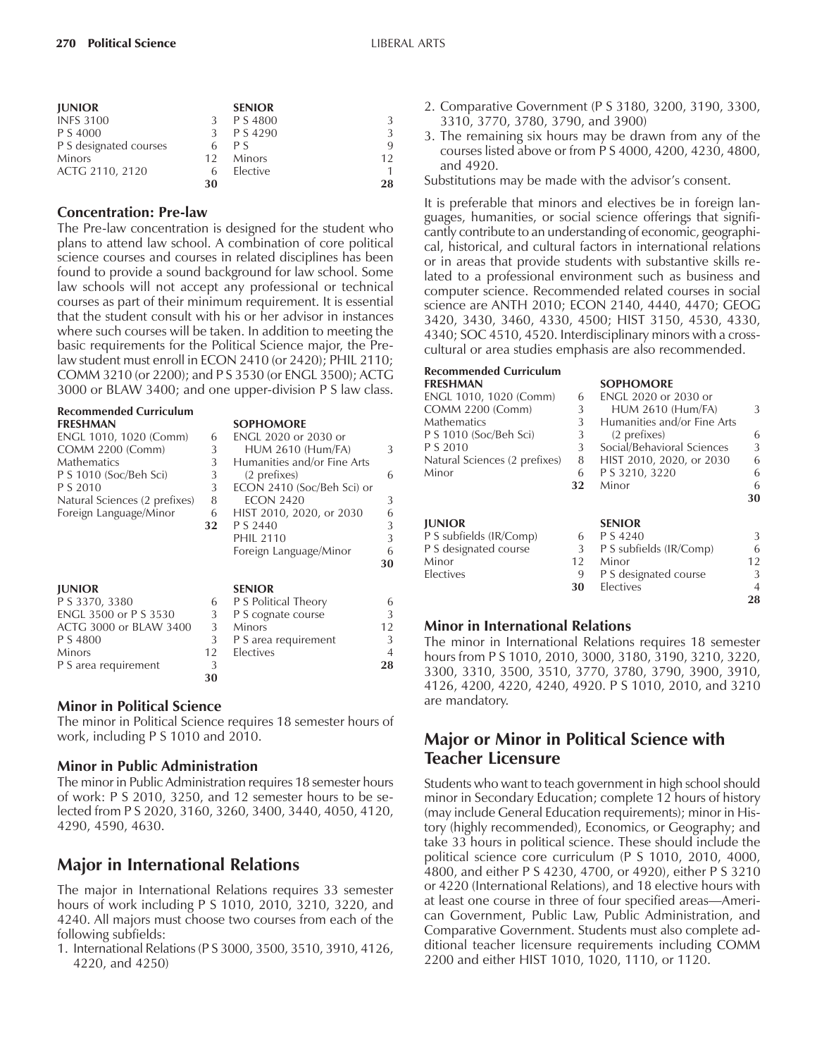| JUNIOR | | SENIOR | |
|---|---|---|---|
| INFS 3100 | 3 | P S 4800 | 3 |
| P S 4000 | 3 | P S 4290 | 3 |
| P S designated courses | 6 | P S | 9 |
| Minors | 12 | Minors | 12 |
| ACTG 2110, 2120 | 6 | Elective | 1 |
| | 30 | | 28 |

### Concentration: Pre-law

The Pre-law concentration is designed for the student who plans to attend law school. A combination of core political science courses and courses in related disciplines has been found to provide a sound background for law school. Some law schools will not accept any professional or technical courses as part of their minimum requirement. It is essential that the student consult with his or her advisor in instances where such courses will be taken. In addition to meeting the basic requirements for the Political Science major, the Pre-law student must enroll in ECON 2410 (or 2420); PHIL 2110; COMM 3210 (or 2200); and P S 3530 (or ENGL 3500); ACTG 3000 or BLAW 3400; and one upper-division P S law class.

**Recommended Curriculum**

| FRESHMAN | | SOPHOMORE | |
|---|---|---|---|
| ENGL 1010, 1020 (Comm) | 6 | ENGL 2020 or 2030 or HUM 2610 (Hum/FA) | 3 |
| COMM 2200 (Comm) | 3 | Humanities and/or Fine Arts (2 prefixes) | 6 |
| Mathematics | 3 | ECON 2410 (Soc/Beh Sci) or ECON 2420 | 3 |
| P S 1010 (Soc/Beh Sci) | 3 | HIST 2010, 2020, or 2030 | 6 |
| P S 2010 | 3 | P S 2440 | 3 |
| Natural Sciences (2 prefixes) | 8 | PHIL 2110 | 3 |
| Foreign Language/Minor | 6 | Foreign Language/Minor | 6 |
| | 32 | | 30 |

| JUNIOR | | SENIOR | |
|---|---|---|---|
| P S 3370, 3380 | 6 | P S Political Theory | 6 |
| ENGL 3500 or P S 3530 | 3 | P S cognate course | 3 |
| ACTG 3000 or BLAW 3400 | 3 | Minors | 12 |
| P S 4800 | 3 | P S area requirement | 3 |
| Minors | 12 | Electives | 4 |
| P S area requirement | 3 | | 28 |
| | 30 | | |

### Minor in Political Science

The minor in Political Science requires 18 semester hours of work, including P S 1010 and 2010.

### Minor in Public Administration

The minor in Public Administration requires 18 semester hours of work: P S 2010, 3250, and 12 semester hours to be selected from P S 2020, 3160, 3260, 3400, 3440, 4050, 4120, 4290, 4590, 4630.

## Major in International Relations

The major in International Relations requires 33 semester hours of work including P S 1010, 2010, 3210, 3220, and 4240. All majors must choose two courses from each of the following subfields:

1. International Relations (P S 3000, 3500, 3510, 3910, 4126, 4220, and 4250)
2. Comparative Government (P S 3180, 3200, 3190, 3300, 3310, 3770, 3780, 3790, and 3900)
3. The remaining six hours may be drawn from any of the courses listed above or from P S 4000, 4200, 4230, 4800, and 4920.

Substitutions may be made with the advisor's consent.

It is preferable that minors and electives be in foreign languages, humanities, or social science offerings that significantly contribute to an understanding of economic, geographical, historical, and cultural factors in international relations or in areas that provide students with substantive skills related to a professional environment such as business and computer science. Recommended related courses in social science are ANTH 2010; ECON 2140, 4440, 4470; GEOG 3420, 3430, 3460, 4330, 4500; HIST 3150, 4530, 4330, 4340; SOC 4510, 4520. Interdisciplinary minors with a cross-cultural or area studies emphasis are also recommended.

**Recommended Curriculum**

| FRESHMAN | | SOPHOMORE | |
|---|---|---|---|
| ENGL 1010, 1020 (Comm) | 6 | ENGL 2020 or 2030 or HUM 2610 (Hum/FA) | 3 |
| COMM 2200 (Comm) | 3 | Humanities and/or Fine Arts (2 prefixes) | 6 |
| Mathematics | 3 | Social/Behavioral Sciences | 3 |
| P S 1010 (Soc/Beh Sci) | 3 | HIST 2010, 2020, or 2030 | 6 |
| P S 2010 | 3 | P S 3210, 3220 | 6 |
| Natural Sciences (2 prefixes) | 8 | Minor | 6 |
| Minor | 6 | | 30 |
| | 32 | | |

| JUNIOR | | SENIOR | |
|---|---|---|---|
| P S subfields (IR/Comp) | 6 | P S 4240 | 3 |
| P S designated course | 3 | P S subfields (IR/Comp) | 6 |
| Minor | 12 | Minor | 12 |
| Electives | 9 | P S designated course | 3 |
| | 30 | Electives | 4 |
| | | | 28 |

### Minor in International Relations

The minor in International Relations requires 18 semester hours from P S 1010, 2010, 3000, 3180, 3190, 3210, 3220, 3300, 3310, 3500, 3510, 3770, 3780, 3790, 3900, 3910, 4126, 4200, 4220, 4240, 4920. P S 1010, 2010, and 3210 are mandatory.

## Major or Minor in Political Science with Teacher Licensure

Students who want to teach government in high school should minor in Secondary Education; complete 12 hours of history (may include General Education requirements); minor in History (highly recommended), Economics, or Geography; and take 33 hours in political science. These should include the political science core curriculum (P S 1010, 2010, 4000, 4800, and either P S 4230, 4700, or 4920), either P S 3210 or 4220 (International Relations), and 18 elective hours with at least one course in three of four specified areas—American Government, Public Law, Public Administration, and Comparative Government. Students must also complete additional teacher licensure requirements including COMM 2200 and either HIST 1010, 1020, 1110, or 1120.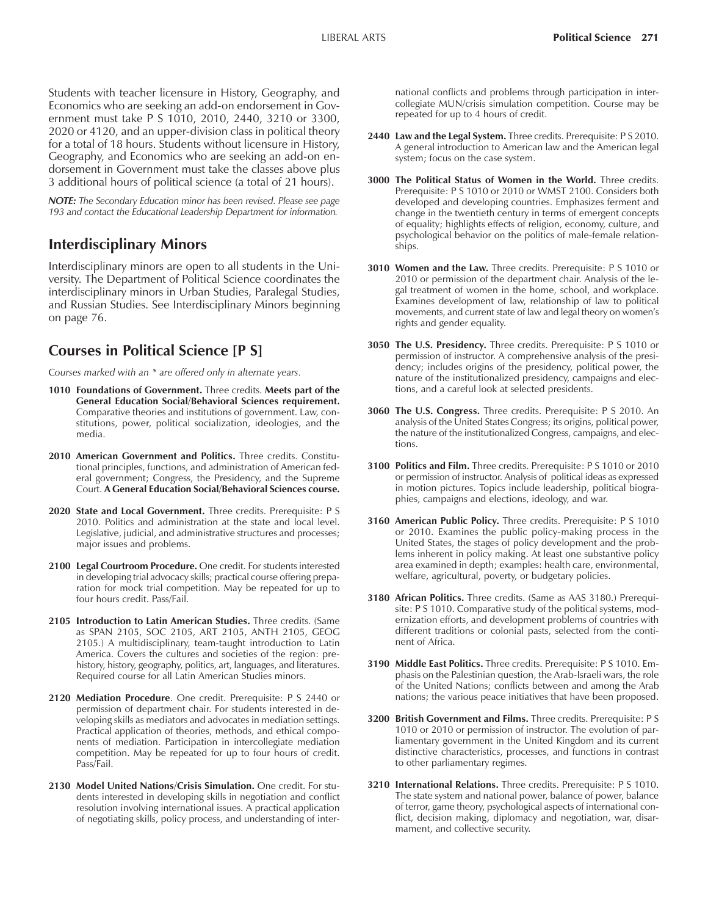Students with teacher licensure in History, Geography, and Economics who are seeking an add-on endorsement in Government must take P S 1010, 2010, 2440, 3210 or 3300, 2020 or 4120, and an upper-division class in political theory for a total of 18 hours. Students without licensure in History, Geography, and Economics who are seeking an add-on endorsement in Government must take the classes above plus 3 additional hours of political science (a total of 21 hours).

***NOTE:*** *The Secondary Education minor has been revised. Please see page 193 and contact the Educational Leadership Department for information.*

## Interdisciplinary Minors

Interdisciplinary minors are open to all students in the University. The Department of Political Science coordinates the interdisciplinary minors in Urban Studies, Paralegal Studies, and Russian Studies. See Interdisciplinary Minors beginning on page 76.

## Courses in Political Science [P S]

*Courses marked with an * are offered only in alternate years.*

**1010 Foundations of Government.** Three credits. **Meets part of the General Education Social/Behavioral Sciences requirement.** Comparative theories and institutions of government. Law, constitutions, power, political socialization, ideologies, and the media.

**2010 American Government and Politics.** Three credits. Constitutional principles, functions, and administration of American federal government; Congress, the Presidency, and the Supreme Court. **A General Education Social/Behavioral Sciences course.**

**2020 State and Local Government.** Three credits. Prerequisite: P S 2010. Politics and administration at the state and local level. Legislative, judicial, and administrative structures and processes; major issues and problems.

**2100 Legal Courtroom Procedure.** One credit. For students interested in developing trial advocacy skills; practical course offering preparation for mock trial competition. May be repeated for up to four hours credit. Pass/Fail.

**2105 Introduction to Latin American Studies.** Three credits. (Same as SPAN 2105, SOC 2105, ART 2105, ANTH 2105, GEOG 2105.) A multidisciplinary, team-taught introduction to Latin America. Covers the cultures and societies of the region: prehistory, history, geography, politics, art, languages, and literatures. Required course for all Latin American Studies minors.

**2120 Mediation Procedure**. One credit. Prerequisite: P S 2440 or permission of department chair. For students interested in developing skills as mediators and advocates in mediation settings. Practical application of theories, methods, and ethical components of mediation. Participation in intercollegiate mediation competition. May be repeated for up to four hours of credit. Pass/Fail.

**2130 Model United Nations/Crisis Simulation.** One credit. For students interested in developing skills in negotiation and conflict resolution involving international issues. A practical application of negotiating skills, policy process, and understanding of international conflicts and problems through participation in intercollegiate MUN/crisis simulation competition. Course may be repeated for up to 4 hours of credit.

**2440 Law and the Legal System.** Three credits. Prerequisite: P S 2010. A general introduction to American law and the American legal system; focus on the case system.

**3000 The Political Status of Women in the World.** Three credits. Prerequisite: P S 1010 or 2010 or WMST 2100. Considers both developed and developing countries. Emphasizes ferment and change in the twentieth century in terms of emergent concepts of equality; highlights effects of religion, economy, culture, and psychological behavior on the politics of male-female relationships.

**3010 Women and the Law.** Three credits. Prerequisite: P S 1010 or 2010 or permission of the department chair. Analysis of the legal treatment of women in the home, school, and workplace. Examines development of law, relationship of law to political movements, and current state of law and legal theory on women's rights and gender equality.

**3050 The U.S. Presidency.** Three credits. Prerequisite: P S 1010 or permission of instructor. A comprehensive analysis of the presidency; includes origins of the presidency, political power, the nature of the institutionalized presidency, campaigns and elections, and a careful look at selected presidents.

**3060 The U.S. Congress.** Three credits. Prerequisite: P S 2010. An analysis of the United States Congress; its origins, political power, the nature of the institutionalized Congress, campaigns, and elections.

**3100 Politics and Film.** Three credits. Prerequisite: P S 1010 or 2010 or permission of instructor. Analysis of political ideas as expressed in motion pictures. Topics include leadership, political biographies, campaigns and elections, ideology, and war.

**3160 American Public Policy.** Three credits. Prerequisite: P S 1010 or 2010. Examines the public policy-making process in the United States, the stages of policy development and the problems inherent in policy making. At least one substantive policy area examined in depth; examples: health care, environmental, welfare, agricultural, poverty, or budgetary policies.

**3180 African Politics.** Three credits. (Same as AAS 3180.) Prerequisite: P S 1010. Comparative study of the political systems, modernization efforts, and development problems of countries with different traditions or colonial pasts, selected from the continent of Africa.

**3190 Middle East Politics.** Three credits. Prerequisite: P S 1010. Emphasis on the Palestinian question, the Arab-Israeli wars, the role of the United Nations; conflicts between and among the Arab nations; the various peace initiatives that have been proposed.

**3200 British Government and Films.** Three credits. Prerequisite: P S 1010 or 2010 or permission of instructor. The evolution of parliamentary government in the United Kingdom and its current distinctive characteristics, processes, and functions in contrast to other parliamentary regimes.

**3210 International Relations.** Three credits. Prerequisite: P S 1010. The state system and national power, balance of power, balance of terror, game theory, psychological aspects of international conflict, decision making, diplomacy and negotiation, war, disarmament, and collective security.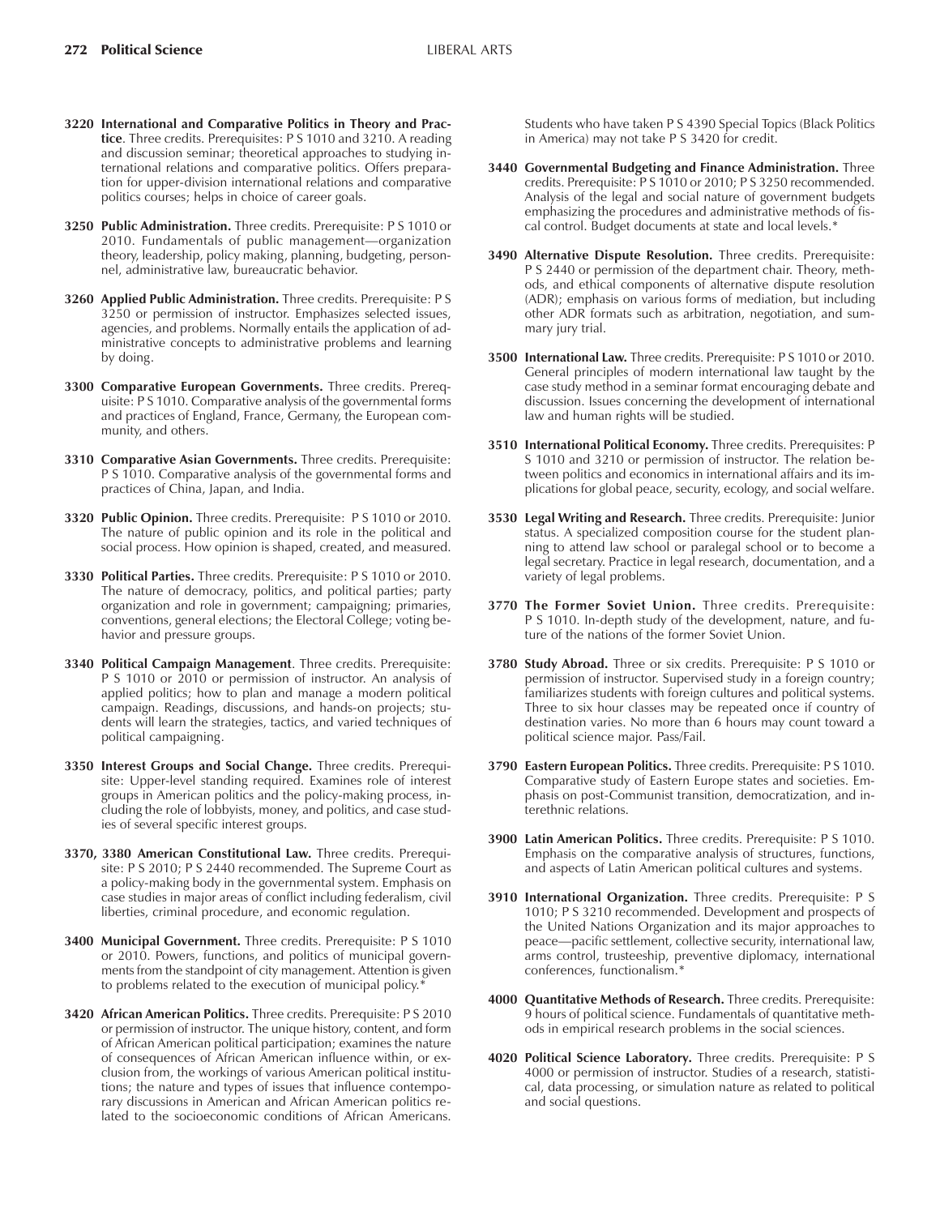**3220 International and Comparative Politics in Theory and Practice**. Three credits. Prerequisites: P S 1010 and 3210. A reading and discussion seminar; theoretical approaches to studying international relations and comparative politics. Offers preparation for upper-division international relations and comparative politics courses; helps in choice of career goals.

**3250 Public Administration.** Three credits. Prerequisite: P S 1010 or 2010. Fundamentals of public management—organization theory, leadership, policy making, planning, budgeting, personnel, administrative law, bureaucratic behavior.

**3260 Applied Public Administration.** Three credits. Prerequisite: P S 3250 or permission of instructor. Emphasizes selected issues, agencies, and problems. Normally entails the application of administrative concepts to administrative problems and learning by doing.

**3300 Comparative European Governments.** Three credits. Prerequisite: P S 1010. Comparative analysis of the governmental forms and practices of England, France, Germany, the European community, and others.

**3310 Comparative Asian Governments.** Three credits. Prerequisite: P S 1010. Comparative analysis of the governmental forms and practices of China, Japan, and India.

**3320 Public Opinion.** Three credits. Prerequisite: P S 1010 or 2010. The nature of public opinion and its role in the political and social process. How opinion is shaped, created, and measured.

**3330 Political Parties.** Three credits. Prerequisite: P S 1010 or 2010. The nature of democracy, politics, and political parties; party organization and role in government; campaigning; primaries, conventions, general elections; the Electoral College; voting behavior and pressure groups.

**3340 Political Campaign Management**. Three credits. Prerequisite: P S 1010 or 2010 or permission of instructor. An analysis of applied politics; how to plan and manage a modern political campaign. Readings, discussions, and hands-on projects; students will learn the strategies, tactics, and varied techniques of political campaigning.

**3350 Interest Groups and Social Change.** Three credits. Prerequisite: Upper-level standing required. Examines role of interest groups in American politics and the policy-making process, including the role of lobbyists, money, and politics, and case studies of several specific interest groups.

**3370, 3380 American Constitutional Law.** Three credits. Prerequisite: P S 2010; P S 2440 recommended. The Supreme Court as a policy-making body in the governmental system. Emphasis on case studies in major areas of conflict including federalism, civil liberties, criminal procedure, and economic regulation.

**3400 Municipal Government.** Three credits. Prerequisite: P S 1010 or 2010. Powers, functions, and politics of municipal governments from the standpoint of city management. Attention is given to problems related to the execution of municipal policy.*

**3420 African American Politics.** Three credits. Prerequisite: P S 2010 or permission of instructor. The unique history, content, and form of African American political participation; examines the nature of consequences of African American influence within, or exclusion from, the workings of various American political institutions; the nature and types of issues that influence contemporary discussions in American and African American politics related to the socioeconomic conditions of African Americans. Students who have taken P S 4390 Special Topics (Black Politics in America) may not take P S 3420 for credit.

**3440 Governmental Budgeting and Finance Administration.** Three credits. Prerequisite: P S 1010 or 2010; P S 3250 recommended. Analysis of the legal and social nature of government budgets emphasizing the procedures and administrative methods of fiscal control. Budget documents at state and local levels.*

**3490 Alternative Dispute Resolution.** Three credits. Prerequisite: P S 2440 or permission of the department chair. Theory, methods, and ethical components of alternative dispute resolution (ADR); emphasis on various forms of mediation, but including other ADR formats such as arbitration, negotiation, and summary jury trial.

**3500 International Law.** Three credits. Prerequisite: P S 1010 or 2010. General principles of modern international law taught by the case study method in a seminar format encouraging debate and discussion. Issues concerning the development of international law and human rights will be studied.

**3510 International Political Economy.** Three credits. Prerequisites: P S 1010 and 3210 or permission of instructor. The relation between politics and economics in international affairs and its implications for global peace, security, ecology, and social welfare.

**3530 Legal Writing and Research.** Three credits. Prerequisite: Junior status. A specialized composition course for the student planning to attend law school or paralegal school or to become a legal secretary. Practice in legal research, documentation, and a variety of legal problems.

**3770 The Former Soviet Union.** Three credits. Prerequisite: P S 1010. In-depth study of the development, nature, and future of the nations of the former Soviet Union.

**3780 Study Abroad.** Three or six credits. Prerequisite: P S 1010 or permission of instructor. Supervised study in a foreign country; familiarizes students with foreign cultures and political systems. Three to six hour classes may be repeated once if country of destination varies. No more than 6 hours may count toward a political science major. Pass/Fail.

**3790 Eastern European Politics.** Three credits. Prerequisite: P S 1010. Comparative study of Eastern Europe states and societies. Emphasis on post-Communist transition, democratization, and interethnic relations.

**3900 Latin American Politics.** Three credits. Prerequisite: P S 1010. Emphasis on the comparative analysis of structures, functions, and aspects of Latin American political cultures and systems.

**3910 International Organization.** Three credits. Prerequisite: P S 1010; P S 3210 recommended. Development and prospects of the United Nations Organization and its major approaches to peace—pacific settlement, collective security, international law, arms control, trusteeship, preventive diplomacy, international conferences, functionalism.*

**4000 Quantitative Methods of Research.** Three credits. Prerequisite: 9 hours of political science. Fundamentals of quantitative methods in empirical research problems in the social sciences.

**4020 Political Science Laboratory.** Three credits. Prerequisite: P S 4000 or permission of instructor. Studies of a research, statistical, data processing, or simulation nature as related to political and social questions.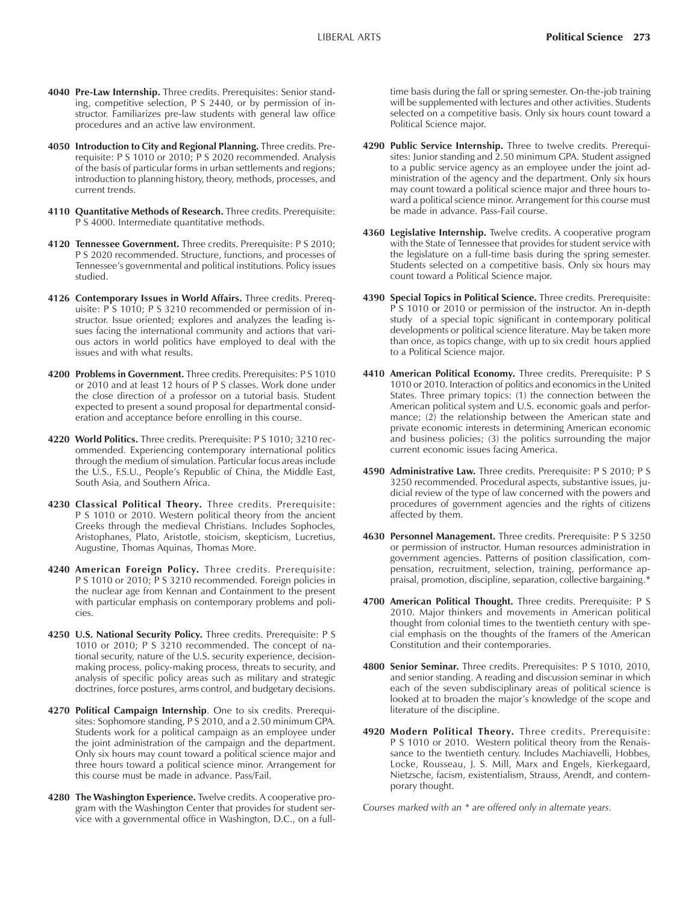**4040 Pre-Law Internship.** Three credits. Prerequisites: Senior standing, competitive selection, P S 2440, or by permission of instructor. Familiarizes pre-law students with general law office procedures and an active law environment.

**4050 Introduction to City and Regional Planning.** Three credits. Prerequisite: P S 1010 or 2010; P S 2020 recommended. Analysis of the basis of particular forms in urban settlements and regions; introduction to planning history, theory, methods, processes, and current trends.

**4110 Quantitative Methods of Research.** Three credits. Prerequisite: P S 4000. Intermediate quantitative methods.

**4120 Tennessee Government.** Three credits. Prerequisite: P S 2010; P S 2020 recommended. Structure, functions, and processes of Tennessee's governmental and political institutions. Policy issues studied.

**4126 Contemporary Issues in World Affairs.** Three credits. Prerequisite: P S 1010; P S 3210 recommended or permission of instructor. Issue oriented; explores and analyzes the leading issues facing the international community and actions that various actors in world politics have employed to deal with the issues and with what results.

**4200 Problems in Government.** Three credits. Prerequisites: P S 1010 or 2010 and at least 12 hours of P S classes. Work done under the close direction of a professor on a tutorial basis. Student expected to present a sound proposal for departmental consideration and acceptance before enrolling in this course.

**4220 World Politics.** Three credits. Prerequisite: P S 1010; 3210 recommended. Experiencing contemporary international politics through the medium of simulation. Particular focus areas include the U.S., F.S.U., People's Republic of China, the Middle East, South Asia, and Southern Africa.

**4230 Classical Political Theory.** Three credits. Prerequisite: P S 1010 or 2010. Western political theory from the ancient Greeks through the medieval Christians. Includes Sophocles, Aristophanes, Plato, Aristotle, stoicism, skepticism, Lucretius, Augustine, Thomas Aquinas, Thomas More.

**4240 American Foreign Policy.** Three credits. Prerequisite: P S 1010 or 2010; P S 3210 recommended. Foreign policies in the nuclear age from Kennan and Containment to the present with particular emphasis on contemporary problems and policies.

**4250 U.S. National Security Policy.** Three credits. Prerequisite: P S 1010 or 2010; P S 3210 recommended. The concept of national security, nature of the U.S. security experience, decision-making process, policy-making process, threats to security, and analysis of specific policy areas such as military and strategic doctrines, force postures, arms control, and budgetary decisions.

**4270 Political Campaign Internship**. One to six credits. Prerequisites: Sophomore standing, P S 2010, and a 2.50 minimum GPA. Students work for a political campaign as an employee under the joint administration of the campaign and the department. Only six hours may count toward a political science major and three hours toward a political science minor. Arrangement for this course must be made in advance. Pass/Fail.

**4280 The Washington Experience.** Twelve credits. A cooperative program with the Washington Center that provides for student service with a governmental office in Washington, D.C., on a full-time basis during the fall or spring semester. On-the-job training will be supplemented with lectures and other activities. Students selected on a competitive basis. Only six hours count toward a Political Science major.

**4290 Public Service Internship.** Three to twelve credits. Prerequisites: Junior standing and 2.50 minimum GPA. Student assigned to a public service agency as an employee under the joint administration of the agency and the department. Only six hours may count toward a political science major and three hours toward a political science minor. Arrangement for this course must be made in advance. Pass-Fail course.

**4360 Legislative Internship.** Twelve credits. A cooperative program with the State of Tennessee that provides for student service with the legislature on a full-time basis during the spring semester. Students selected on a competitive basis. Only six hours may count toward a Political Science major.

**4390 Special Topics in Political Science.** Three credits. Prerequisite: P S 1010 or 2010 or permission of the instructor. An in-depth study of a special topic significant in contemporary political developments or political science literature. May be taken more than once, as topics change, with up to six credit hours applied to a Political Science major.

**4410 American Political Economy.** Three credits. Prerequisite: P S 1010 or 2010. Interaction of politics and economics in the United States. Three primary topics: (1) the connection between the American political system and U.S. economic goals and performance; (2) the relationship between the American state and private economic interests in determining American economic and business policies; (3) the politics surrounding the major current economic issues facing America.

**4590 Administrative Law.** Three credits. Prerequisite: P S 2010; P S 3250 recommended. Procedural aspects, substantive issues, judicial review of the type of law concerned with the powers and procedures of government agencies and the rights of citizens affected by them.

**4630 Personnel Management.** Three credits. Prerequisite: P S 3250 or permission of instructor. Human resources administration in government agencies. Patterns of position classification, compensation, recruitment, selection, training, performance appraisal, promotion, discipline, separation, collective bargaining.*

**4700 American Political Thought.** Three credits. Prerequisite: P S 2010. Major thinkers and movements in American political thought from colonial times to the twentieth century with special emphasis on the thoughts of the framers of the American Constitution and their contemporaries.

**4800 Senior Seminar.** Three credits. Prerequisites: P S 1010, 2010, and senior standing. A reading and discussion seminar in which each of the seven subdisciplinary areas of political science is looked at to broaden the major's knowledge of the scope and literature of the discipline.

**4920 Modern Political Theory.** Three credits. Prerequisite: P S 1010 or 2010. Western political theory from the Renaissance to the twentieth century. Includes Machiavelli, Hobbes, Locke, Rousseau, J. S. Mill, Marx and Engels, Kierkegaard, Nietzsche, facism, existentialism, Strauss, Arendt, and contemporary thought.

*Courses marked with an * are offered only in alternate years.*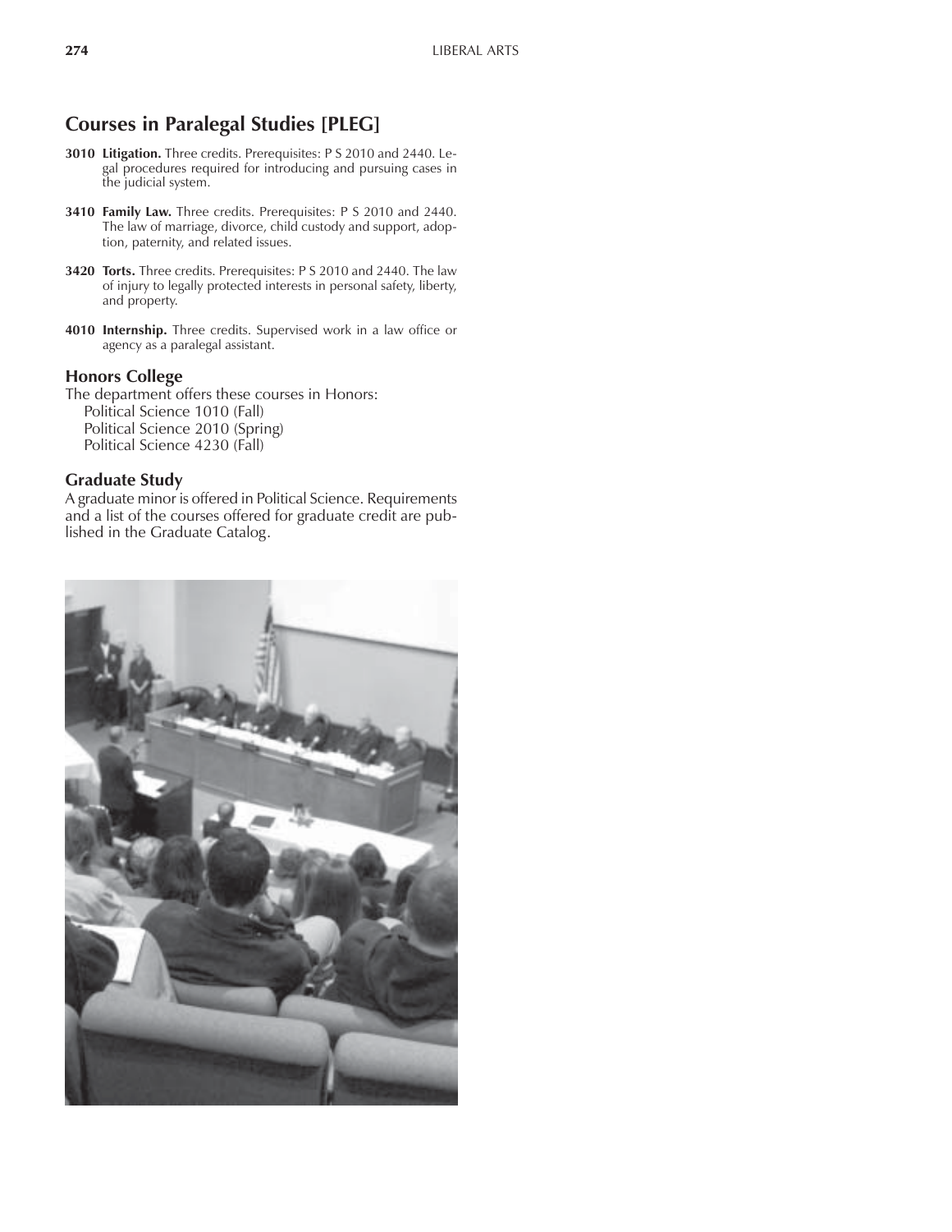## Courses in Paralegal Studies [PLEG]

**3010 Litigation.** Three credits. Prerequisites: P S 2010 and 2440. Legal procedures required for introducing and pursuing cases in the judicial system.

**3410 Family Law.** Three credits. Prerequisites: P S 2010 and 2440. The law of marriage, divorce, child custody and support, adoption, paternity, and related issues.

**3420 Torts.** Three credits. Prerequisites: P S 2010 and 2440. The law of injury to legally protected interests in personal safety, liberty, and property.

**4010 Internship.** Three credits. Supervised work in a law office or agency as a paralegal assistant.

### Honors College

The department offers these courses in Honors:
- Political Science 1010 (Fall)
- Political Science 2010 (Spring)
- Political Science 4230 (Fall)

### Graduate Study

A graduate minor is offered in Political Science. Requirements and a list of the courses offered for graduate credit are published in the Graduate Catalog.